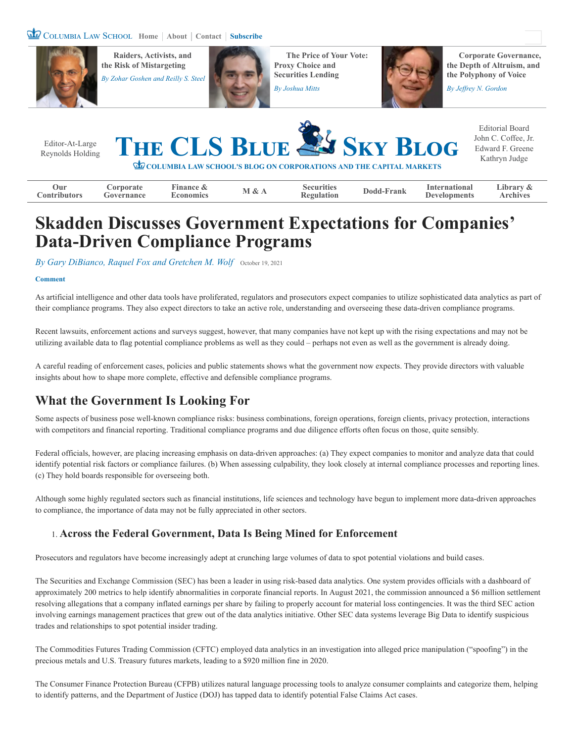# Skadden Discusses Government Expectations for Companies' Data-Driven Compliance Programs

*By Gary DiBianco, Raquel Fox and Gretchen M. Wolf* October 19, 2021

As artificial intelligence and other data tools have proliferated, regulators and prosecutors expect companies to utilize sophisticated data analytics as part of their compliance programs. They also expect directors to take an active role, understanding and overseeing these data-driven compliance programs.

Recent lawsuits, enforcement actions and surveys suggest, however, that many companies have not kept up with the rising expectations and may not be utilizing available data to flag potential compliance problems as well as they could – perhaps not even as well as the government is already doing.

A careful reading of enforcement cases, policies and public statements shows what the government now expects. They provide directors with valuable insights about how to shape more complete, effective and defensible compliance programs.

## What the Government Is Looking For

Some aspects of business pose well-known compliance risks: business combinations, foreign operations, foreign clients, privacy protection, interactions with competitors and financial reporting. Traditional compliance programs and due diligence efforts often focus on those, quite sensibly.

Federal officials, however, are placing increasing emphasis on data-driven approaches: (a) They expect companies to monitor and analyze data that could identify potential risk factors or compliance failures. (b) When assessing culpability, they look closely at internal compliance processes and reporting lines. (c) They hold boards responsible for overseeing both.

Although some highly regulated sectors such as financial institutions, life sciences and technology have begun to implement more data-driven approaches to compliance, the importance of data may not be fully appreciated in other sectors.

### 1. Across the Federal Government, Data Is Being Mined for Enforcement

Prosecutors and regulators have become increasingly adept at crunching large volumes of data to spot potential violations and build cases.

The Securities and Exchange Commission (SEC) has been a leader in using risk-based data analytics. One system provides officials with a dashboard of approximately 200 metrics to help identify abnormalities in corporate financial reports. In August 2021, the commission announced a $6 million settlement resolving allegations that a company inflated earnings per share by failing to properly account for material loss contingencies. It was the third SEC action involving earnings management practices that grew out of the data analytics initiative. Other SEC data systems leverage Big Data to identify suspicious trades and relationships to spot potential insider trading.

The Commodities Futures Trading Commission (CFTC) employed data analytics in an investigation into alleged price manipulation ("spoofing") in the precious metals and U.S. Treasury futures markets, leading to a $920 million fine in 2020.

The Consumer Finance Protection Bureau (CFPB) utilizes natural language processing tools to analyze consumer complaints and categorize them, helping to identify patterns, and the Department of Justice (DOJ) has tapped data to identify potential False Claims Act cases.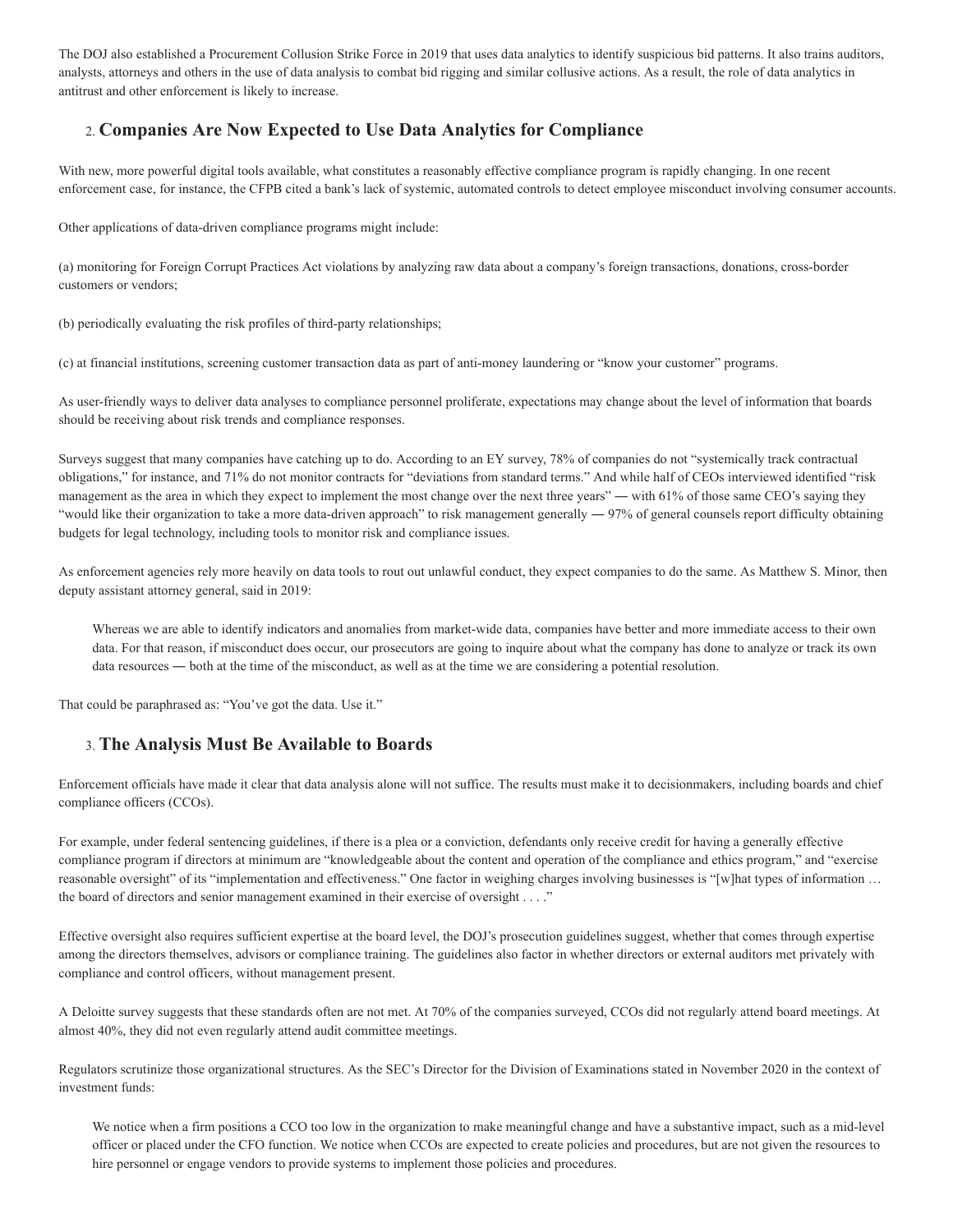The DOJ also established a Procurement Collusion Strike Force in 2019 that uses data analytics to identify suspicious bid patterns. It also trains auditors, analysts, attorneys and others in the use of data analysis to combat bid rigging and similar collusive actions. As a result, the role of data analytics in antitrust and other enforcement is likely to increase.

## 2. Companies Are Now Expected to Use Data Analytics for Compliance

With new, more powerful digital tools available, what constitutes a reasonably effective compliance program is rapidly changing. In one recent enforcement case, for instance, the CFPB cited a bank's lack of systemic, automated controls to detect employee misconduct involving consumer accounts.

Other applications of data-driven compliance programs might include:

(a) monitoring for Foreign Corrupt Practices Act violations by analyzing raw data about a company's foreign transactions, donations, cross-border customers or vendors;

(b) periodically evaluating the risk profiles of third-party relationships;

(c) at financial institutions, screening customer transaction data as part of anti-money laundering or "know your customer" programs.

As user-friendly ways to deliver data analyses to compliance personnel proliferate, expectations may change about the level of information that boards should be receiving about risk trends and compliance responses.

Surveys suggest that many companies have catching up to do. According to an EY survey, 78% of companies do not "systemically track contractual obligations," for instance, and 71% do not monitor contracts for "deviations from standard terms." And while half of CEOs interviewed identified "risk management as the area in which they expect to implement the most change over the next three years" — with 61% of those same CEO's saying they "would like their organization to take a more data-driven approach" to risk management generally — 97% of general counsels report difficulty obtaining budgets for legal technology, including tools to monitor risk and compliance issues.

As enforcement agencies rely more heavily on data tools to rout out unlawful conduct, they expect companies to do the same. As Matthew S. Minor, then deputy assistant attorney general, said in 2019:

> Whereas we are able to identify indicators and anomalies from market-wide data, companies have better and more immediate access to their own data. For that reason, if misconduct does occur, our prosecutors are going to inquire about what the company has done to analyze or track its own data resources — both at the time of the misconduct, as well as at the time we are considering a potential resolution.

That could be paraphrased as: "You've got the data. Use it."

## 3. The Analysis Must Be Available to Boards

Enforcement officials have made it clear that data analysis alone will not suffice. The results must make it to decisionmakers, including boards and chief compliance officers (CCOs).

For example, under federal sentencing guidelines, if there is a plea or a conviction, defendants only receive credit for having a generally effective compliance program if directors at minimum are "knowledgeable about the content and operation of the compliance and ethics program," and "exercise reasonable oversight" of its "implementation and effectiveness." One factor in weighing charges involving businesses is "[w]hat types of information … the board of directors and senior management examined in their exercise of oversight . . . ."

Effective oversight also requires sufficient expertise at the board level, the DOJ's prosecution guidelines suggest, whether that comes through expertise among the directors themselves, advisors or compliance training. The guidelines also factor in whether directors or external auditors met privately with compliance and control officers, without management present.

A Deloitte survey suggests that these standards often are not met. At 70% of the companies surveyed, CCOs did not regularly attend board meetings. At almost 40%, they did not even regularly attend audit committee meetings.

Regulators scrutinize those organizational structures. As the SEC's Director for the Division of Examinations stated in November 2020 in the context of investment funds:

> We notice when a firm positions a CCO too low in the organization to make meaningful change and have a substantive impact, such as a mid-level officer or placed under the CFO function. We notice when CCOs are expected to create policies and procedures, but are not given the resources to hire personnel or engage vendors to provide systems to implement those policies and procedures.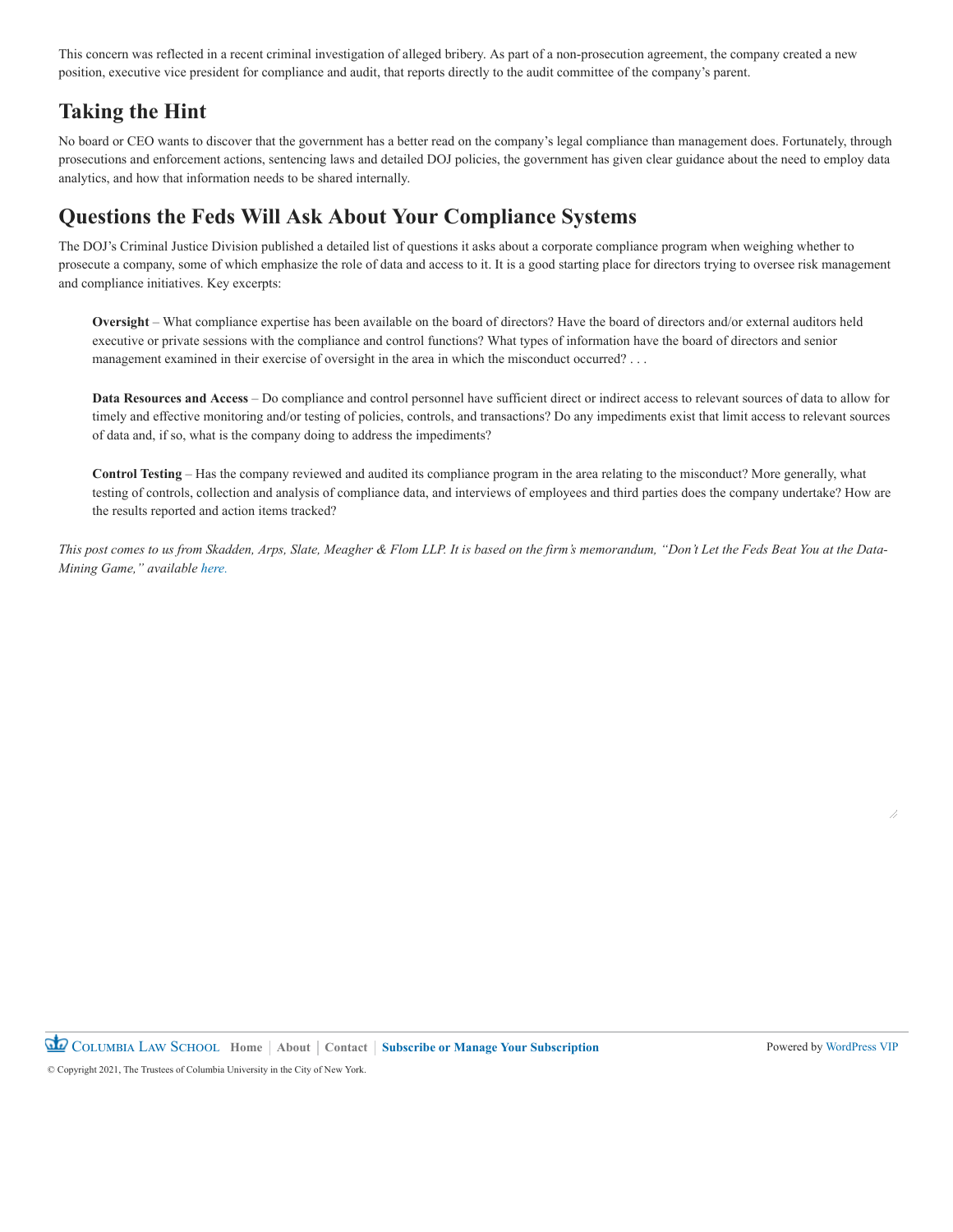This concern was reflected in a recent criminal investigation of alleged bribery. As part of a non-prosecution agreement, the company created a new position, executive vice president for compliance and audit, that reports directly to the audit committee of the company's parent.

## Taking the Hint

No board or CEO wants to discover that the government has a better read on the company's legal compliance than management does. Fortunately, through prosecutions and enforcement actions, sentencing laws and detailed DOJ policies, the government has given clear guidance about the need to employ data analytics, and how that information needs to be shared internally.

## Questions the Feds Will Ask About Your Compliance Systems

The DOJ's Criminal Justice Division published a detailed list of questions it asks about a corporate compliance program when weighing whether to prosecute a company, some of which emphasize the role of data and access to it. It is a good starting place for directors trying to oversee risk management and compliance initiatives. Key excerpts:

> **Oversight** – What compliance expertise has been available on the board of directors? Have the board of directors and/or external auditors held executive or private sessions with the compliance and control functions? What types of information have the board of directors and senior management examined in their exercise of oversight in the area in which the misconduct occurred? . . .
>
> **Data Resources and Access** – Do compliance and control personnel have sufficient direct or indirect access to relevant sources of data to allow for timely and effective monitoring and/or testing of policies, controls, and transactions? Do any impediments exist that limit access to relevant sources of data and, if so, what is the company doing to address the impediments?
>
> **Control Testing** – Has the company reviewed and audited its compliance program in the area relating to the misconduct? More generally, what testing of controls, collection and analysis of compliance data, and interviews of employees and third parties does the company undertake? How are the results reported and action items tracked?

*This post comes to us from Skadden, Arps, Slate, Meagher & Flom LLP. It is based on the firm's memorandum, "Don't Let the Feds Beat You at the Data-Mining Game," available here.*